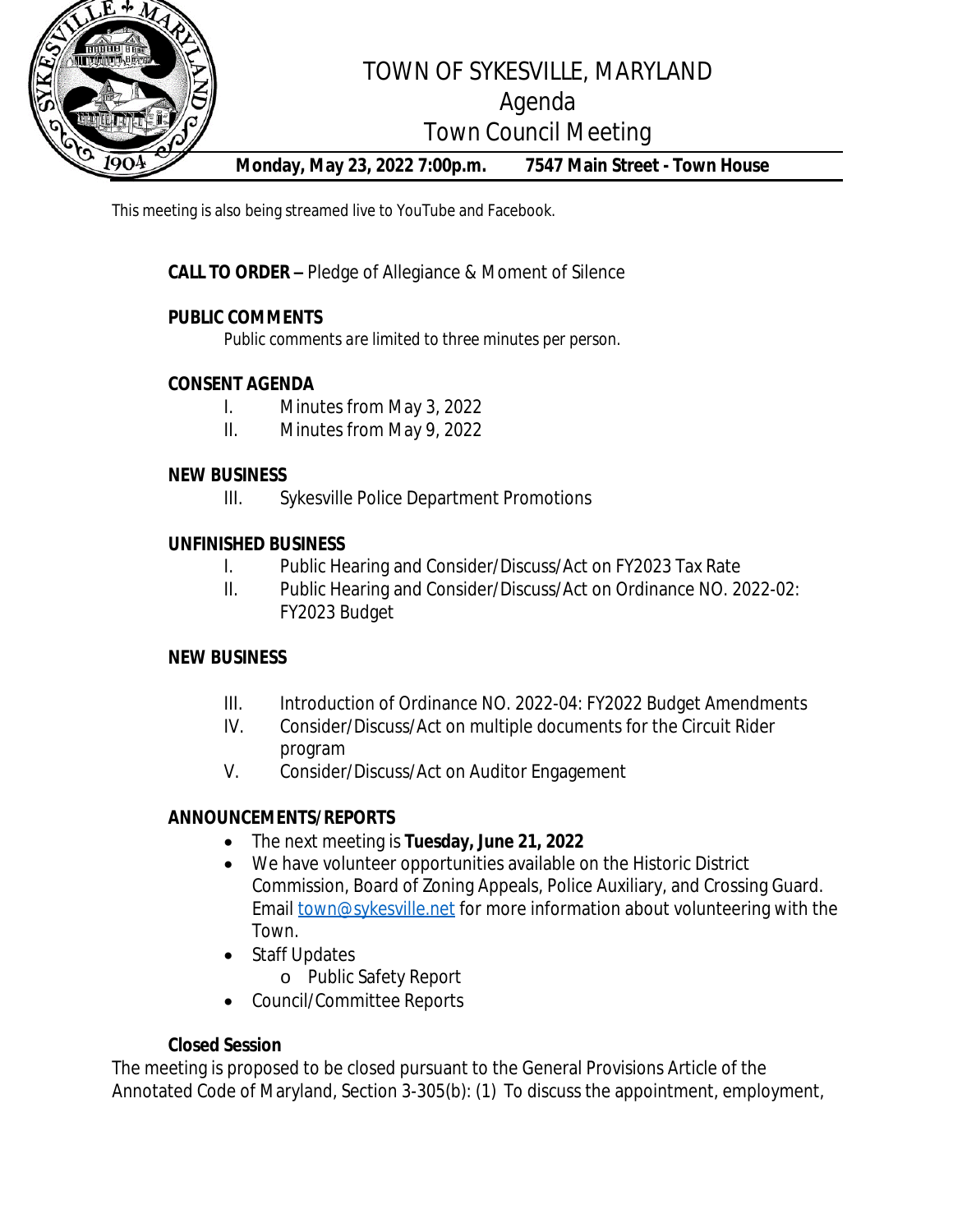# TOWN OF SYKESVILLE, MARYLAND

## Agenda

## Town Council Meeting

**Monday, May 23, 2022 7:00p.m.    7547 Main Street - Town House**

This meeting is also being streamed live to YouTube and Facebook.

**CALL TO ORDER –** Pledge of Allegiance & Moment of Silence

**PUBLIC COMMENTS**

Public comments are limited to three minutes per person.

**CONSENT AGENDA**

I. Minutes from May 3, 2022

II. Minutes from May 9, 2022

**NEW BUSINESS**

III. Sykesville Police Department Promotions

**UNFINISHED BUSINESS**

I. Public Hearing and Consider/Discuss/Act on FY2023 Tax Rate

II. Public Hearing and Consider/Discuss/Act on Ordinance NO. 2022-02: FY2023 Budget

**NEW BUSINESS**

III. Introduction of Ordinance NO. 2022-04: FY2022 Budget Amendments

IV. Consider/Discuss/Act on multiple documents for the Circuit Rider program

V. Consider/Discuss/Act on Auditor Engagement

**ANNOUNCEMENTS/REPORTS**

- The next meeting is **Tuesday, June 21, 2022**
- We have volunteer opportunities available on the Historic District Commission, Board of Zoning Appeals, Police Auxiliary, and Crossing Guard. Email town@sykesville.net for more information about volunteering with the Town.
- Staff Updates
  - Public Safety Report
- Council/Committee Reports

**Closed Session**

The meeting is proposed to be closed pursuant to the General Provisions Article of the Annotated Code of Maryland, Section 3-305(b): (1) To discuss the appointment, employment,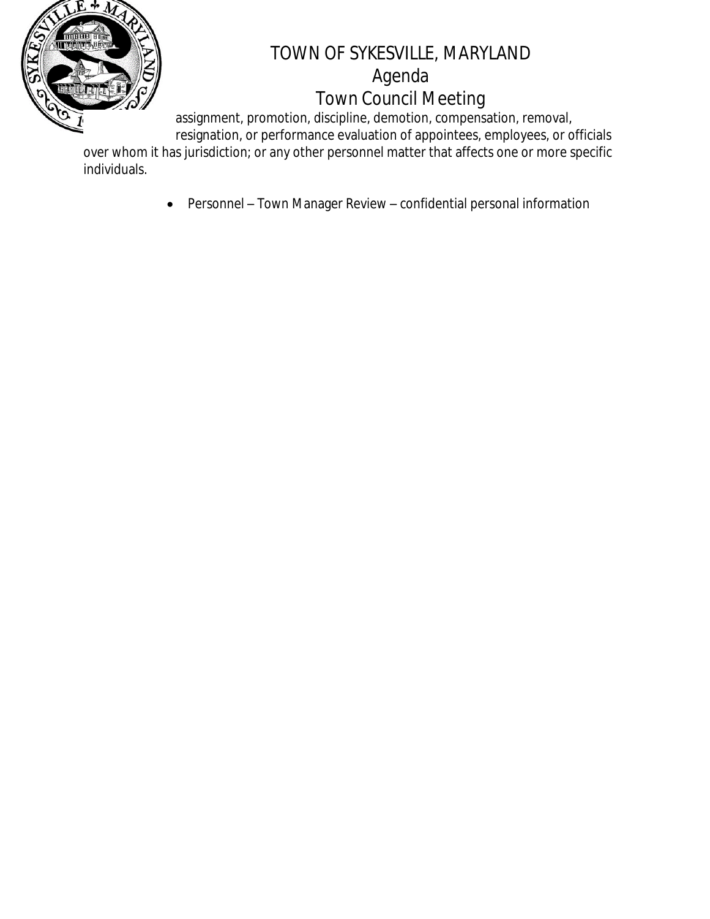assignment, promotion, discipline, demotion, compensation, removal, resignation, or performance evaluation of appointees, employees, or officials over whom it has jurisdiction; or any other personnel matter that affects one or more specific individuals.

- Personnel – Town Manager Review – confidential personal information